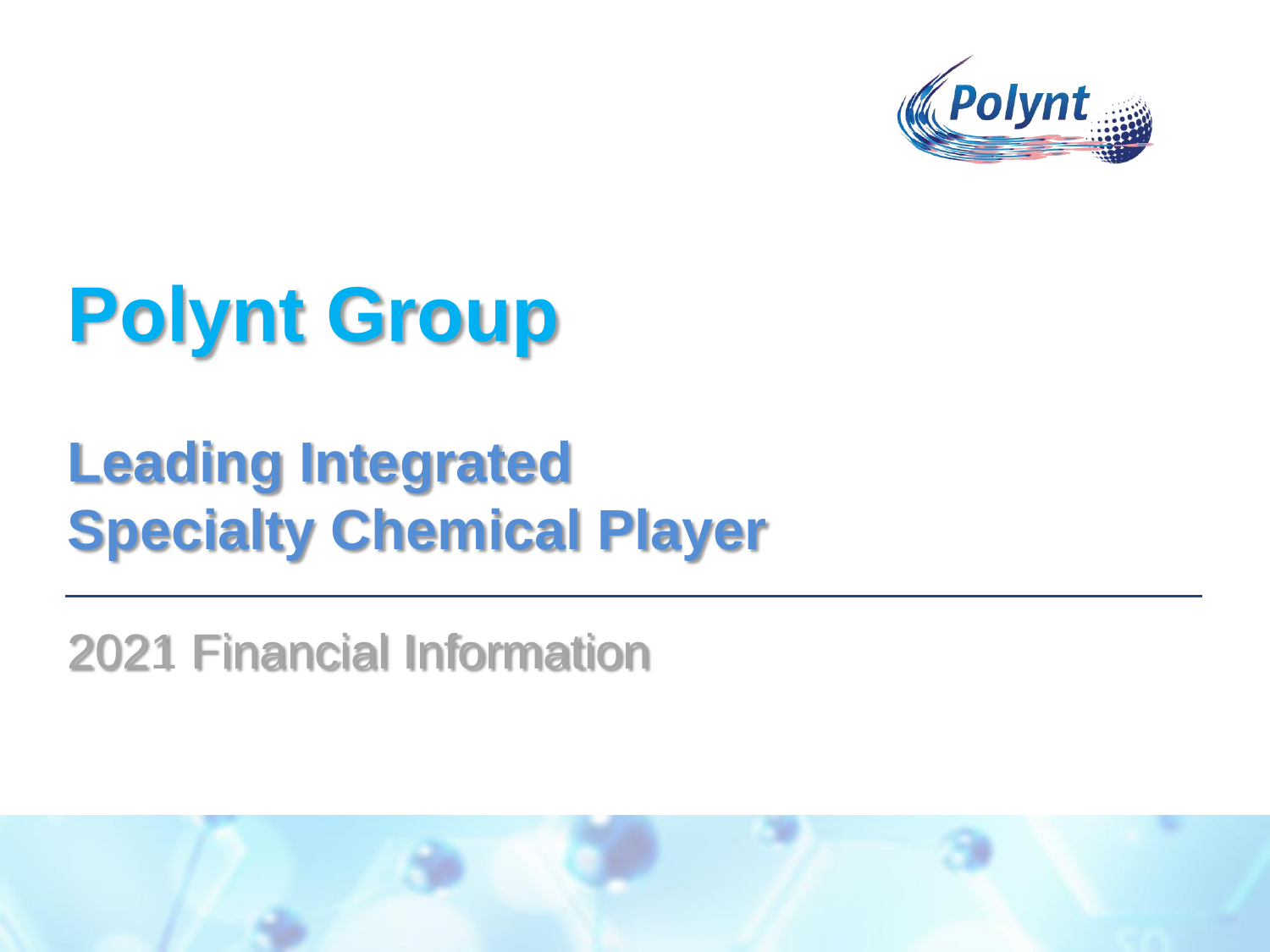# Polynt Group

## Leading Integrated Specialty Chemical Player

2021 Financial Information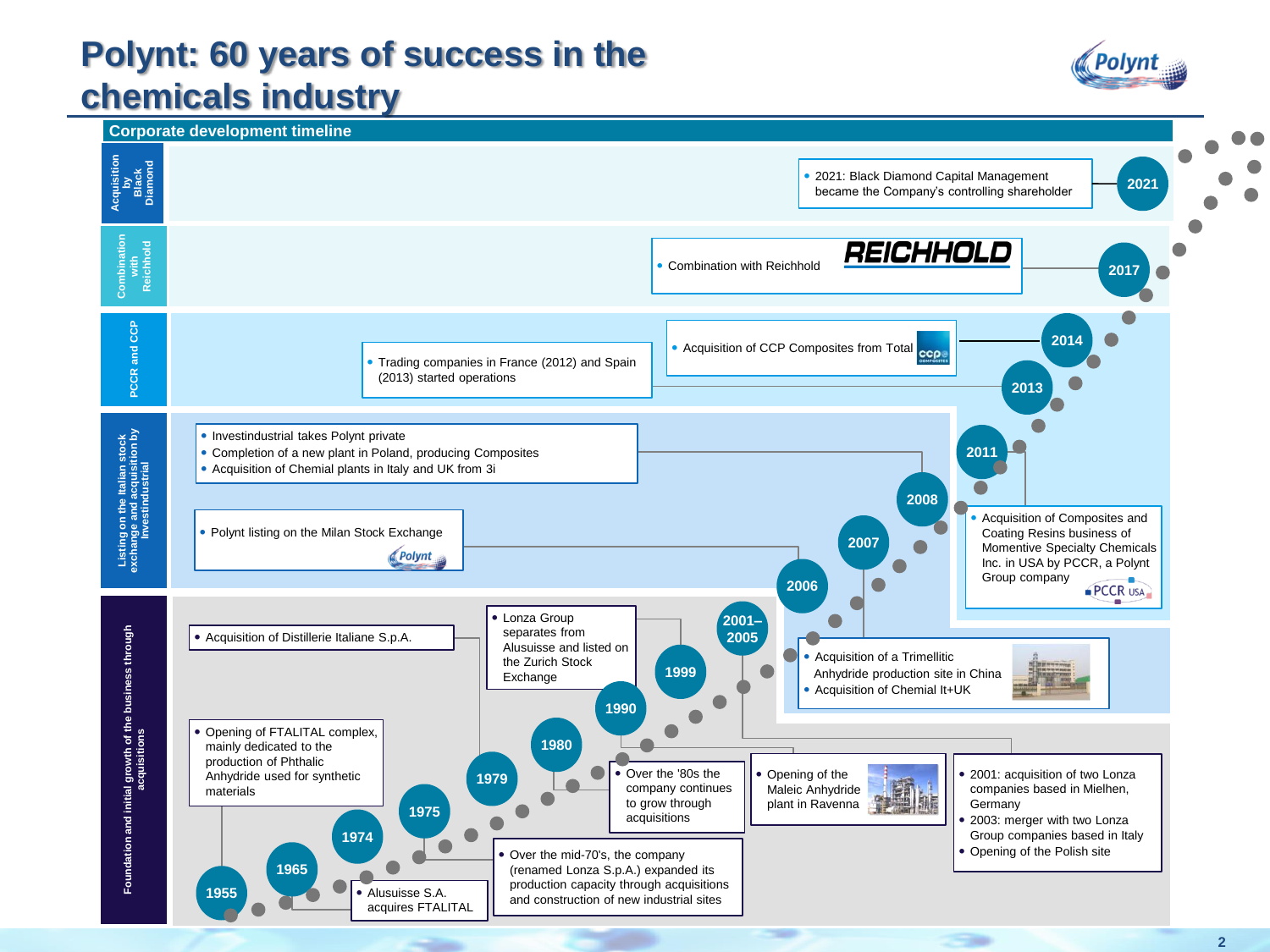# Polynt: 60 years of success in the chemicals industry

## Corporate development timeline

### Foundation and initial growth of the business through acquisitions

- **1955** – Opening of FTALITAL complex, mainly dedicated to the production of Phthalic Anhydride used for synthetic materials
- **1965** – Alusuisse S.A. acquires FTALITAL
- **1974** – Over the mid-70's, the company (renamed Lonza S.p.A.) expanded its production capacity through acquisitions and construction of new industrial sites
- **1975**
- **1979** – Acquisition of Distillerie Italiane S.p.A.
- **1980** – Over the '80s the company continues to grow through acquisitions
- **1990** – Opening of the Maleic Anhydride plant in Ravenna
- **1999** – Lonza Group separates from Alusuisse and listed on the Zurich Stock Exchange
- **2001–2005**
  - 2001: acquisition of two Lonza companies based in Mielhen, Germany
  - 2003: merger with two Lonza Group companies based in Italy
  - Opening of the Polish site

### Listing on the Italian stock exchange and acquisition by Investindustrial

- **2006** – Polynt listing on the Milan Stock Exchange
- **2007**
  - Acquisition of a Trimellitic Anhydride production site in China
  - Acquisition of Chemial It+UK
- **2008**
  - Investindustrial takes Polynt private
  - Completion of a new plant in Poland, producing Composites
  - Acquisition of Chemial plants in Italy and UK from 3i
- **2011** – Acquisition of Composites and Coating Resins business of Momentive Specialty Chemicals Inc. in USA by PCCR, a Polynt Group company

### PCCR and CCP

- **2013** – Trading companies in France (2012) and Spain (2013) started operations
- **2014** – Acquisition of CCP Composites from Total

### Combination with Reichhold

- **2017** – Combination with Reichhold

### Acquisition by Black Diamond

- **2021** – 2021: Black Diamond Capital Management became the Company's controlling shareholder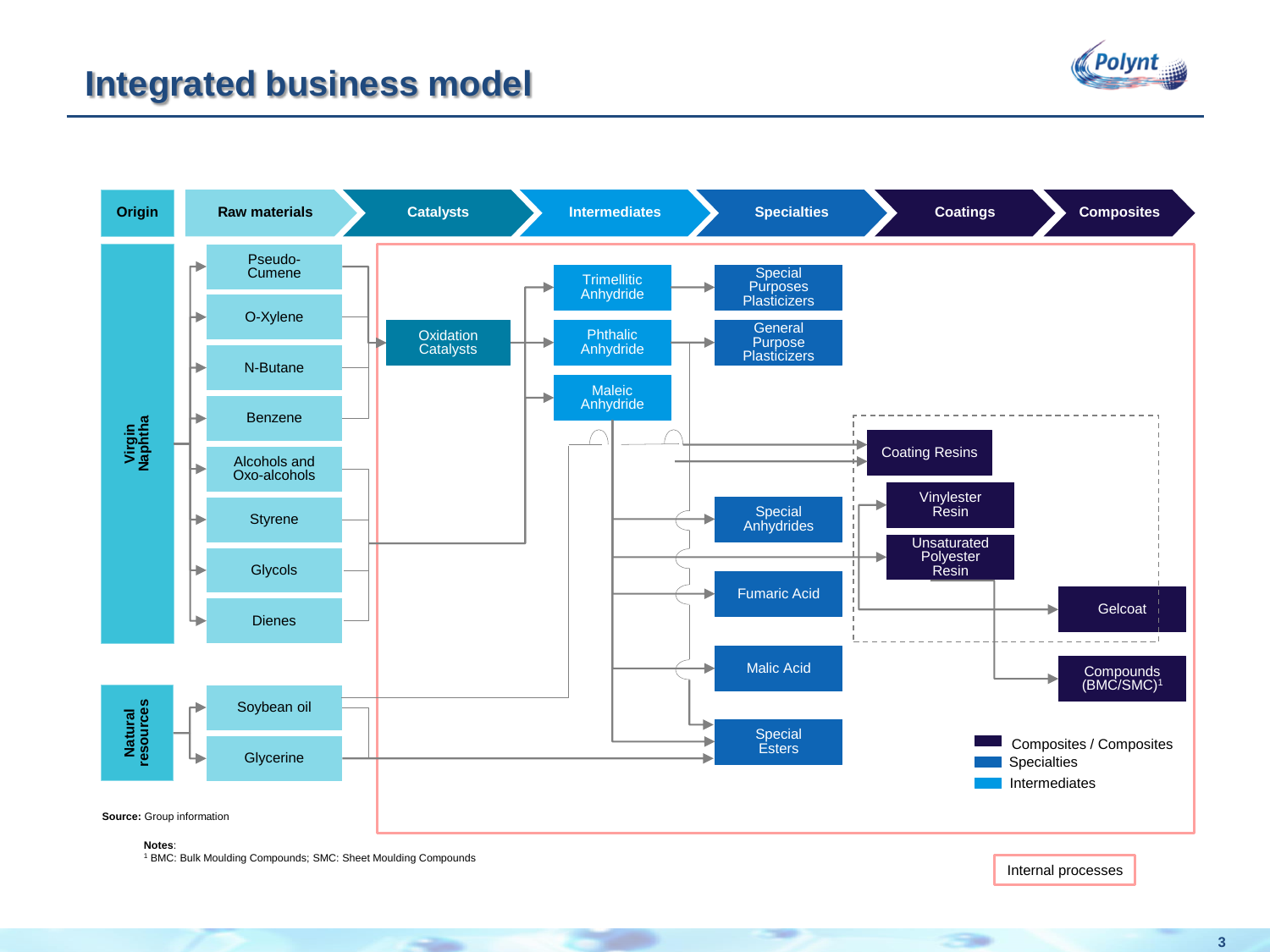# Integrated business model

| Origin | Raw materials | Catalysts | Intermediates | Specialties | Coatings | Composites |
|---|---|---|---|---|---|---|

**Virgin Naphtha**
- Pseudo-Cumene
- O-Xylene
- N-Butane
- Benzene
- Alcohols and Oxo-alcohols
- Styrene
- Glycols
- Dienes

**Natural resources**
- Soybean oil
- Glycerine

Oxidation Catalysts

Trimellitic Anhydride → Special Purposes Plasticizers

Phthalic Anhydride → General Purpose Plasticizers

Maleic Anhydride

Special Anhydrides

Fumaric Acid

Malic Acid

Special Esters

Coating Resins

Vinylester Resin

Unsaturated Polyester Resin

Gelcoat

Compounds (BMC/SMC)[1]

Composites / Composites
Specialties
Intermediates

Internal processes

**Source:** Group information

**Notes**:
[1] BMC: Bulk Moulding Compounds; SMC: Sheet Moulding Compounds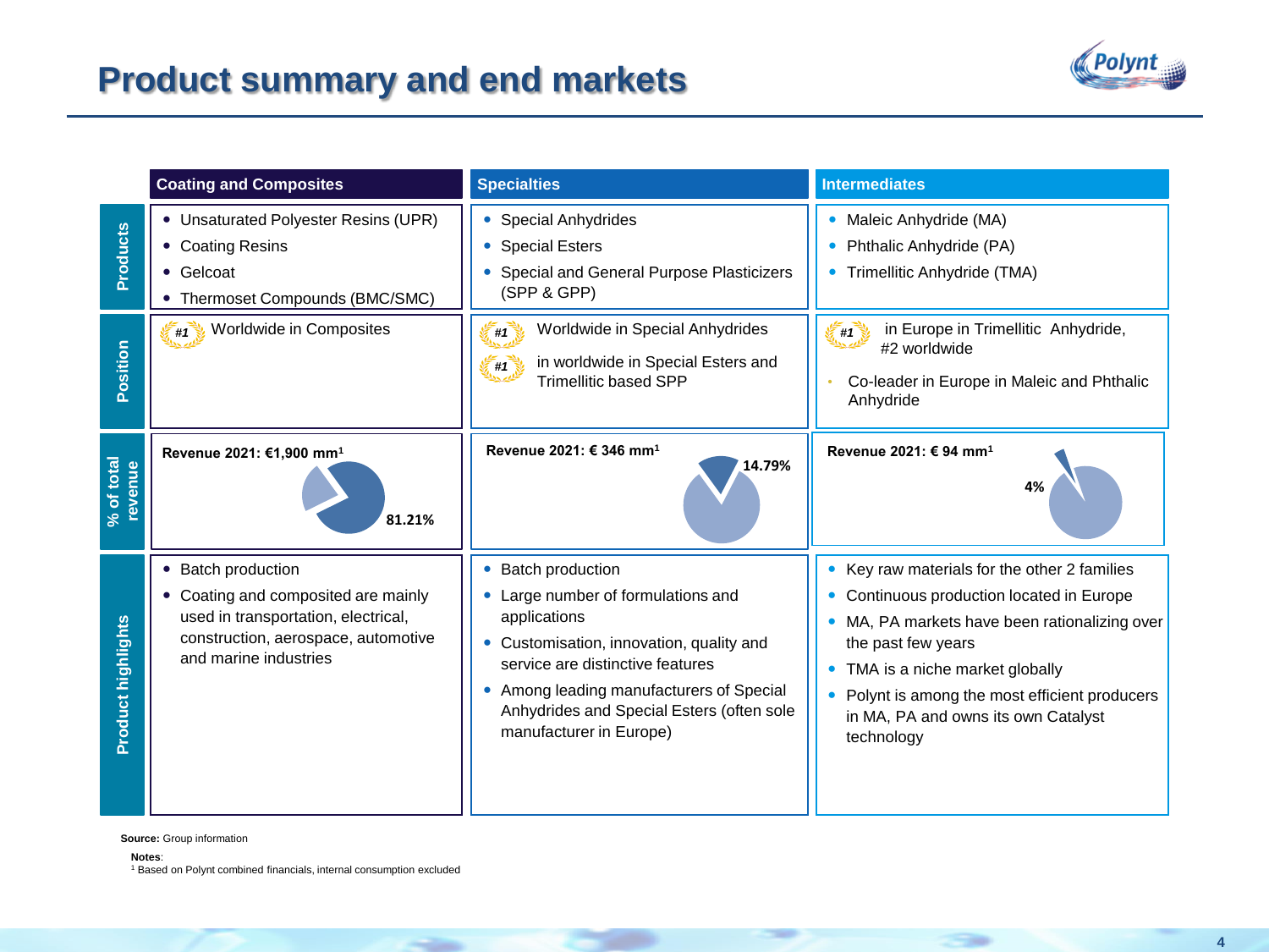# Product summary and end markets

| | Coating and Composites | Specialties | Intermediates |
|---|---|---|---|
| **Products** | • Unsaturated Polyester Resins (UPR)<br>• Coating Resins<br>• Gelcoat<br>• Thermoset Compounds (BMC/SMC) | • Special Anhydrides<br>• Special Esters<br>• Special and General Purpose Plasticizers (SPP & GPP) | • Maleic Anhydride (MA)<br>• Phthalic Anhydride (PA)<br>• Trimellitic Anhydride (TMA) |
| **Position** | #1 Worldwide in Composites | #1 Worldwide in Special Anhydrides<br>#1 in worldwide in Special Esters and Trimellitic based SPP | #1 in Europe in Trimellitic Anhydride, #2 worldwide<br>• Co-leader in Europe in Maleic and Phthalic Anhydride |
| **% of total revenue** | **Revenue 2021: €1,900 mm[1]**<br>**81.21%** | **Revenue 2021: € 346 mm[1]**<br>**14.79%** | **Revenue 2021: € 94 mm[1]**<br>**4%** |
| **Product highlights** | • Batch production<br>• Coating and composited are mainly used in transportation, electrical, construction, aerospace, automotive and marine industries | • Batch production<br>• Large number of formulations and applications<br>• Customisation, innovation, quality and service are distinctive features<br>• Among leading manufacturers of Special Anhydrides and Special Esters (often sole manufacturer in Europe) | • Key raw materials for the other 2 families<br>• Continuous production located in Europe<br>• MA, PA markets have been rationalizing over the past few years<br>• TMA is a niche market globally<br>• Polynt is among the most efficient producers in MA, PA and owns its own Catalyst technology |

**Source:** Group information

**Notes**:
[1] Based on Polynt combined financials, internal consumption excluded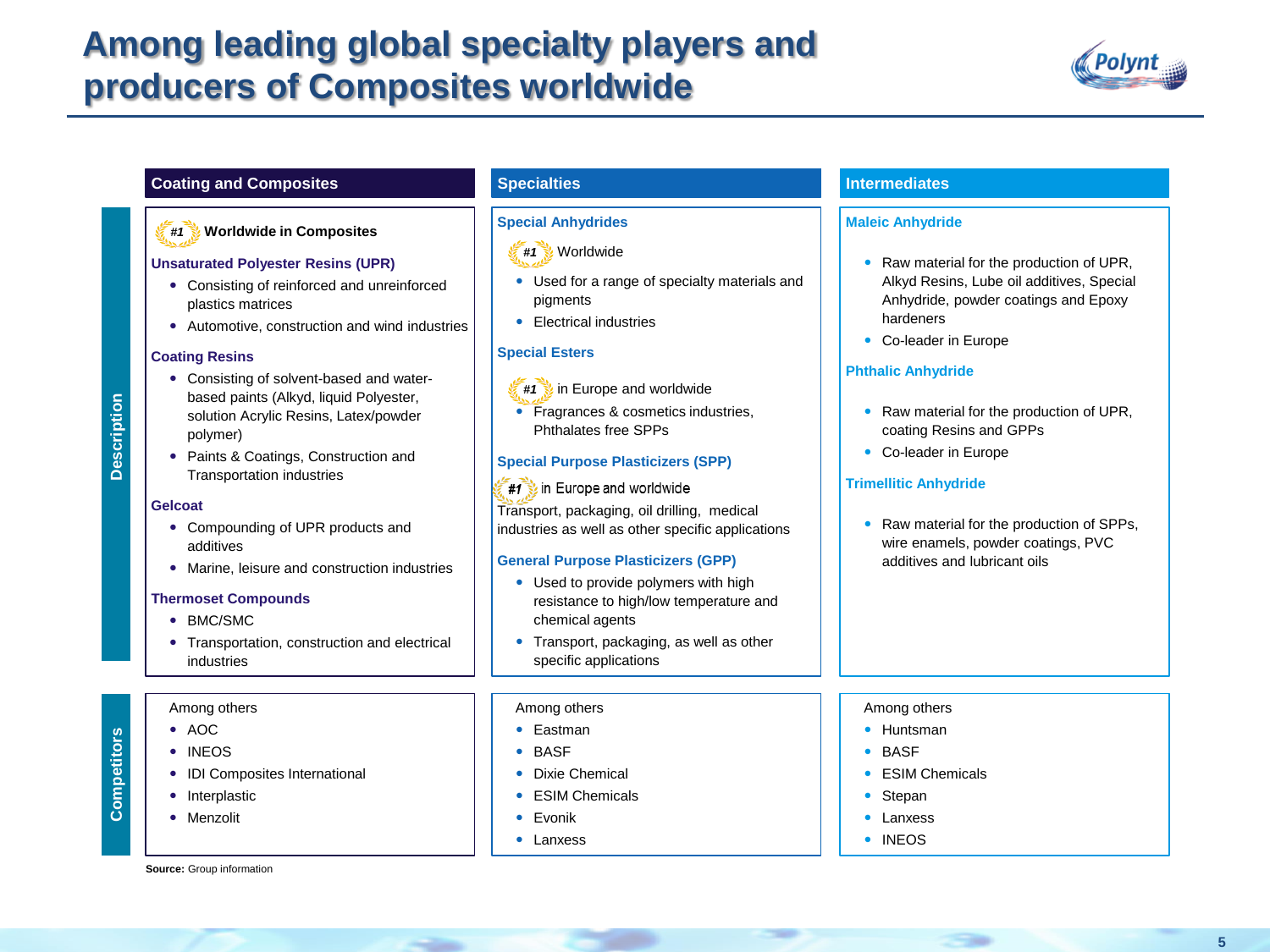# Among leading global specialty players and producers of Composites worldwide

## Description

### Coating and Composites

**#1 Worldwide in Composites**

**Unsaturated Polyester Resins (UPR)**

- Consisting of reinforced and unreinforced plastics matrices
- Automotive, construction and wind industries

**Coating Resins**

- Consisting of solvent-based and water-based paints (Alkyd, liquid Polyester, solution Acrylic Resins, Latex/powder polymer)
- Paints & Coatings, Construction and Transportation industries

**Gelcoat**

- Compounding of UPR products and additives
- Marine, leisure and construction industries

**Thermoset Compounds**

- BMC/SMC
- Transportation, construction and electrical industries

### Specialties

**Special Anhydrides**

#1 Worldwide

- Used for a range of specialty materials and pigments
- Electrical industries

**Special Esters**

#1 in Europe and worldwide

- Fragrances & cosmetics industries, Phthalates free SPPs

**Special Purpose Plasticizers (SPP)**

#1 in Europe and worldwide

Transport, packaging, oil drilling, medical industries as well as other specific applications

**General Purpose Plasticizers (GPP)**

- Used to provide polymers with high resistance to high/low temperature and chemical agents
- Transport, packaging, as well as other specific applications

### Intermediates

**Maleic Anhydride**

- Raw material for the production of UPR, Alkyd Resins, Lube oil additives, Special Anhydride, powder coatings and Epoxy hardeners
- Co-leader in Europe

**Phthalic Anhydride**

- Raw material for the production of UPR, coating Resins and GPPs
- Co-leader in Europe

**Trimellitic Anhydride**

- Raw material for the production of SPPs, wire enamels, powder coatings, PVC additives and lubricant oils

## Competitors

| Coating and Composites | Specialties | Intermediates |
|---|---|---|
| Among others | Among others | Among others |
| AOC | Eastman | Huntsman |
| INEOS | BASF | BASF |
| IDI Composites International | Dixie Chemical | ESIM Chemicals |
| Interplastic | ESIM Chemicals | Stepan |
| Menzolit | Evonik | Lanxess |
| | Lanxess | INEOS |

**Source:** Group information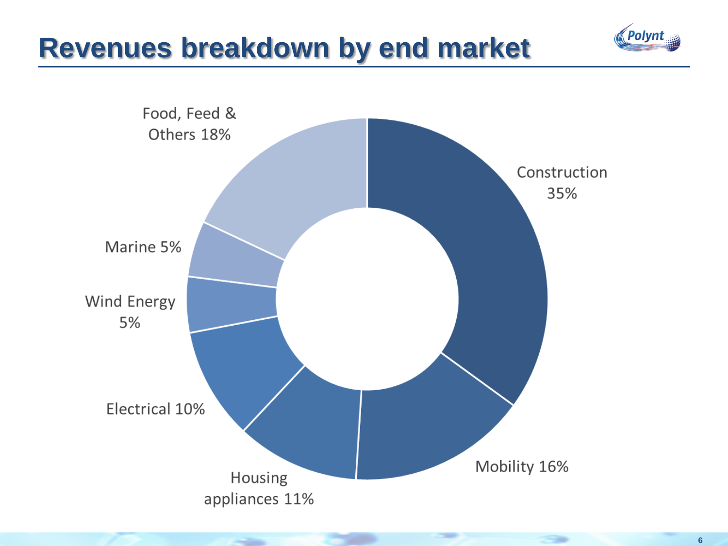# Revenues breakdown by end market

| End market | Share |
| --- | --- |
| Construction | 35% |
| Mobility | 16% |
| Housing appliances | 11% |
| Electrical | 10% |
| Wind Energy | 5% |
| Marine | 5% |
| Food, Feed & Others | 18% |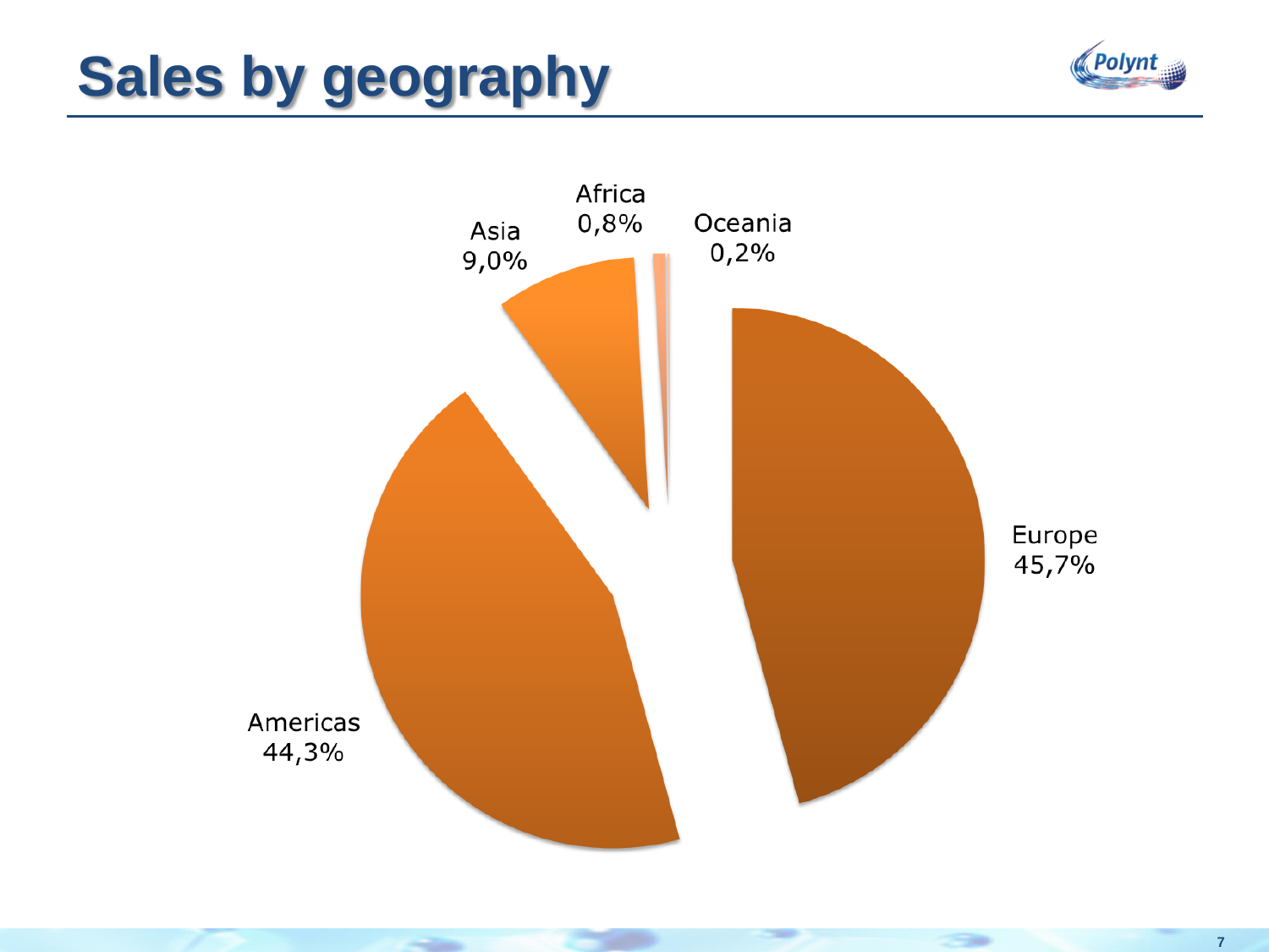# Sales by geography

| Region | Share |
| --- | --- |
| Europe | 45,7% |
| Americas | 44,3% |
| Asia | 9,0% |
| Africa | 0,8% |
| Oceania | 0,2% |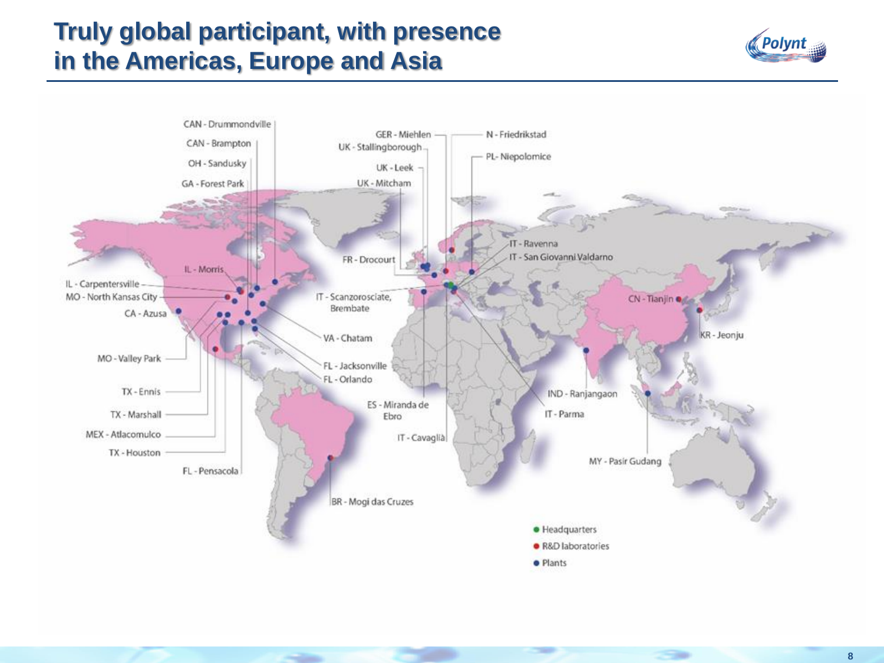# Truly global participant, with presence in the Americas, Europe and Asia

CAN - Drummondville
CAN - Brampton
OH - Sandusky
GA - Forest Park
IL - Morris
IL - Carpentersville
MO - North Kansas City
CA - Azusa
MO - Valley Park
TX - Ennis
TX - Marshall
MEX - Atlacomulco
TX - Houston
FL - Pensacola
VA - Chatam
FL - Jacksonville
FL - Orlando
BR - Mogi das Cruzes
GER - Miehlen
UK - Stallingborough
UK - Leek
UK - Mitcham
FR - Drocourt
IT - Scanzorosciate, Brembate
ES - Miranda de Ebro
IT - Cavaglià
N - Friedrikstad
PL - Niepolomice
IT - Ravenna
IT - San Giovanni Valdarno
IT - Parma
IND - Ranjangaon
CN - Tianjin
KR - Jeonju
MY - Pasir Gudang

- Headquarters
- R&D laboratories
- Plants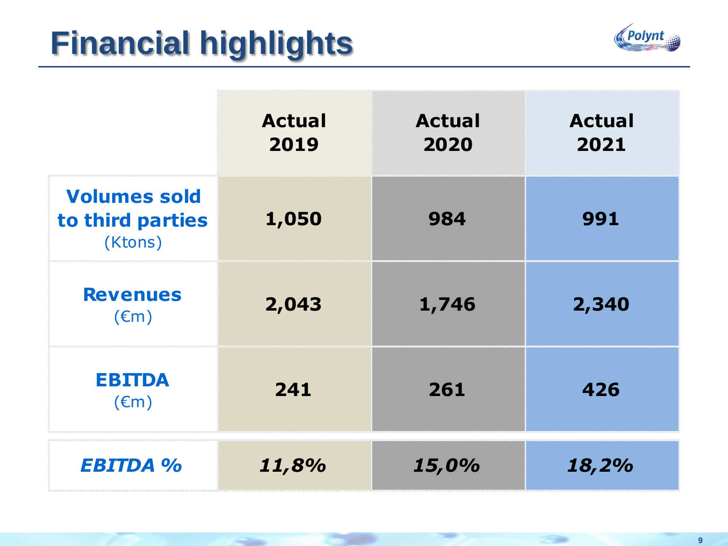# Financial highlights

| | Actual 2019 | Actual 2020 | Actual 2021 |
|---|---|---|---|
| **Volumes sold to third parties** (Ktons) | **1,050** | **984** | **991** |
| **Revenues** (€m) | **2,043** | **1,746** | **2,340** |
| **EBITDA** (€m) | **241** | **261** | **426** |
| ***EBITDA %*** | ***11,8%*** | ***15,0%*** | ***18,2%*** |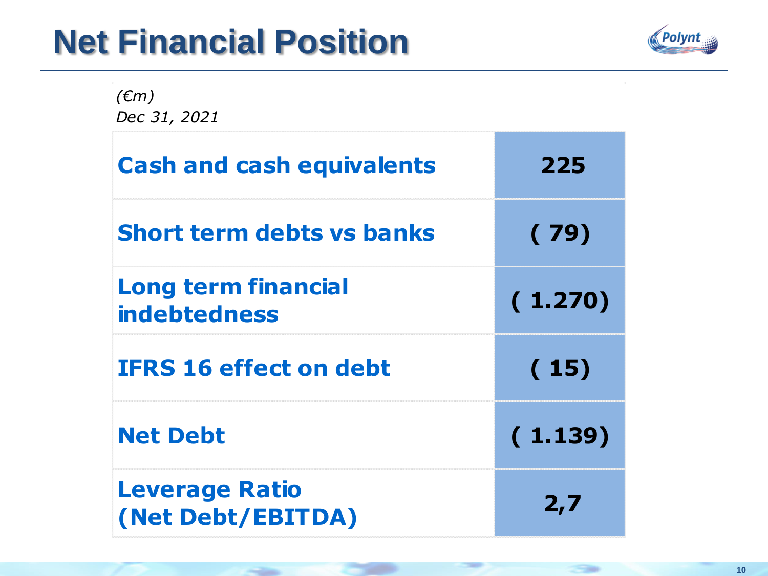# Net Financial Position

*(€m)*
*Dec 31, 2021*

| | |
|---|---|
| **Cash and cash equivalents** | **225** |
| **Short term debts vs banks** | **( 79)** |
| **Long term financial indebtedness** | **( 1.270)** |
| **IFRS 16 effect on debt** | **( 15)** |
| **Net Debt** | **( 1.139)** |
| **Leverage Ratio (Net Debt/EBITDA)** | **2,7** |